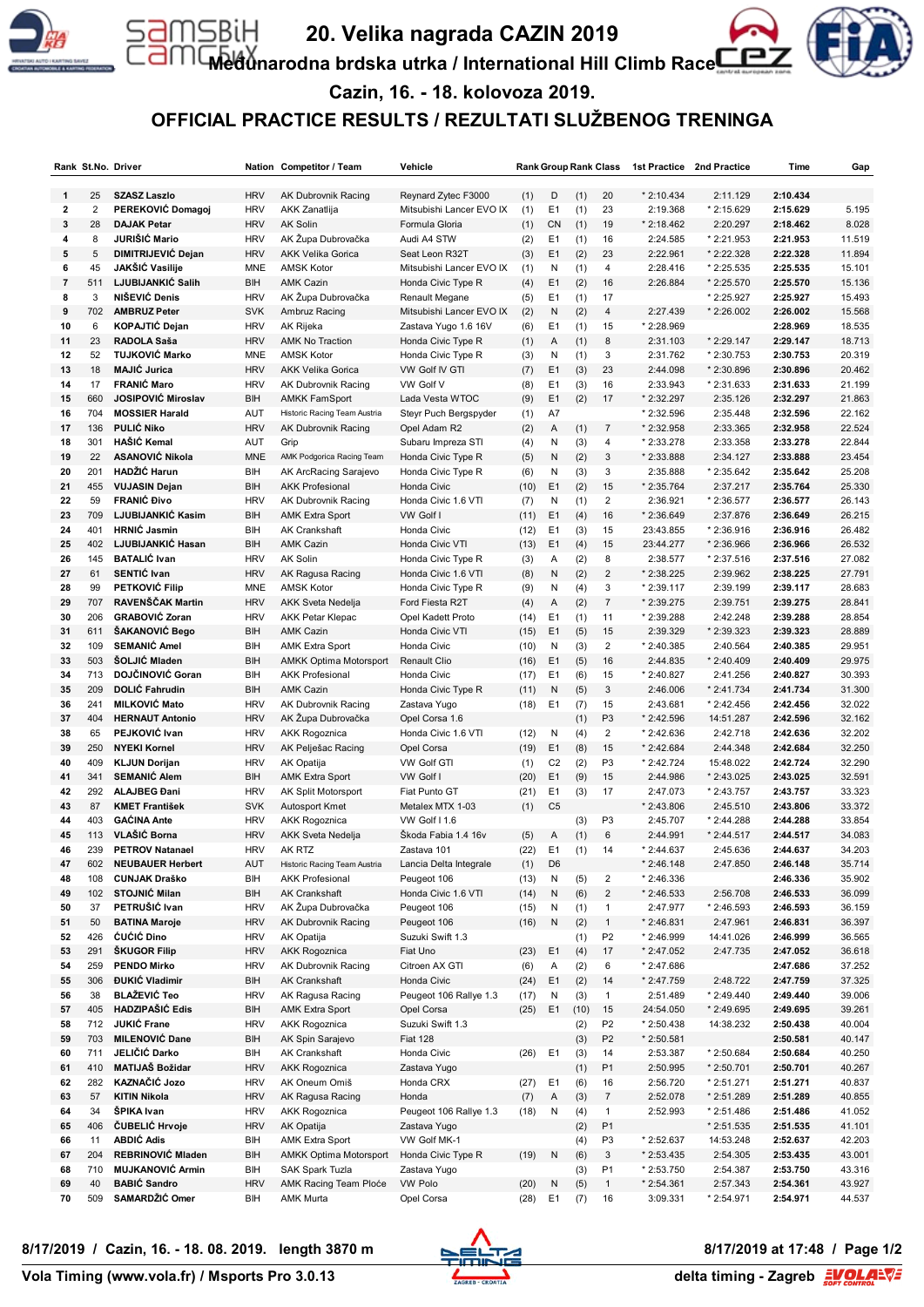# 20. Velika nagrada CAZIN 2019

## Međunarodna brdska utrka / International Hill Climb Race

### Cazin, 16. - 18. kolovoza 2019.

## OFFICIAL PRACTICE RESULTS / REZULTATI SLUŽBENOG TRENINGA

| Rank | St.No. | Driver | Nation | Competitor / Team | Vehicle | Rank | Group | Rank | Class | 1st Practice | 2nd Practice | Time | Gap |
|---|---|---|---|---|---|---|---|---|---|---|---|---|---|
| 1 | 25 | SZASZ Laszlo | HRV | AK Dubrovnik Racing | Reynard Zytec F3000 | (1) | D | (1) | 20 | * 2:10.434 | 2:11.129 | 2:10.434 | |
| 2 | 2 | PEREKOVIĆ Domagoj | HRV | AKK Zanatlija | Mitsubishi Lancer EVO IX | (1) | E1 | (1) | 23 | 2:19.368 | * 2:15.629 | 2:15.629 | 5.195 |
| 3 | 28 | DAJAK Petar | HRV | AK Solin | Formula Gloria | (1) | CN | (1) | 19 | * 2:18.462 | 2:20.297 | 2:18.462 | 8.028 |
| 4 | 8 | JURIŠIĆ Mario | HRV | AK Župa Dubrovačka | Audi A4 STW | (2) | E1 | (1) | 16 | 2:24.585 | * 2:21.953 | 2:21.953 | 11.519 |
| 5 | 5 | DIMITRIJEVIĆ Dejan | HRV | AKK Velika Gorica | Seat Leon R32T | (3) | E1 | (2) | 23 | 2:22.961 | * 2:22.328 | 2:22.328 | 11.894 |
| 6 | 45 | JAKŠIĆ Vasilije | MNE | AMSK Kotor | Mitsubishi Lancer EVO IX | (1) | N | (1) | 4 | 2:28.416 | * 2:25.535 | 2:25.535 | 15.101 |
| 7 | 511 | LJUBIJANKIĆ Salih | BIH | AMK Cazin | Honda Civic Type R | (4) | E1 | (2) | 16 | 2:26.884 | * 2:25.570 | 2:25.570 | 15.136 |
| 8 | 3 | NIŠEVIĆ Denis | HRV | AK Župa Dubrovačka | Renault Megane | (5) | E1 | (1) | 17 | | * 2:25.927 | 2:25.927 | 15.493 |
| 9 | 702 | AMBRUZ Peter | SVK | Ambruz Racing | Mitsubishi Lancer EVO IX | (2) | N | (2) | 4 | 2:27.439 | * 2:26.002 | 2:26.002 | 15.568 |
| 10 | 6 | KOPAJTIĆ Dejan | HRV | AK Rijeka | Zastava Yugo 1.6 16V | (6) | E1 | (1) | 15 | * 2:28.969 | | 2:28.969 | 18.535 |
| 11 | 23 | RADOLA Saša | HRV | AMK No Traction | Honda Civic Type R | (1) | A | (1) | 8 | 2:31.103 | * 2:29.147 | 2:29.147 | 18.713 |
| 12 | 52 | TUJKOVIĆ Marko | MNE | AMSK Kotor | Honda Civic Type R | (3) | N | (1) | 3 | 2:31.762 | * 2:30.753 | 2:30.753 | 20.319 |
| 13 | 18 | MAJIĆ Jurica | HRV | AKK Velika Gorica | VW Golf IV GTI | (7) | E1 | (3) | 23 | 2:44.098 | * 2:30.896 | 2:30.896 | 20.462 |
| 14 | 17 | FRANIĆ Maro | HRV | AK Dubrovnik Racing | VW Golf V | (8) | E1 | (3) | 16 | 2:33.943 | * 2:31.633 | 2:31.633 | 21.199 |
| 15 | 660 | JOSIPOVIĆ Miroslav | BIH | AMKK FamSport | Lada Vesta WTOC | (9) | E1 | (2) | 17 | * 2:32.297 | 2:35.126 | 2:32.297 | 21.863 |
| 16 | 704 | MOSSIER Harald | AUT | Historic Racing Team Austria | Steyr Puch Bergspyder | (1) | A7 | | | * 2:32.596 | 2:35.448 | 2:32.596 | 22.162 |
| 17 | 136 | PULIĆ Niko | HRV | AK Dubrovnik Racing | Opel Adam R2 | (2) | A | (1) | 7 | * 2:32.958 | 2:33.365 | 2:32.958 | 22.524 |
| 18 | 301 | HAŠIĆ Kemal | AUT | Grip | Subaru Impreza STI | (4) | N | (3) | 4 | * 2:33.278 | 2:33.358 | 2:33.278 | 22.844 |
| 19 | 22 | ASANOVIĆ Nikola | MNE | AMK Podgorica Racing Team | Honda Civic Type R | (5) | N | (2) | 3 | * 2:33.888 | 2:34.127 | 2:33.888 | 23.454 |
| 20 | 201 | HADŽIĆ Harun | BIH | AK ArcRacing Sarajevo | Honda Civic Type R | (6) | N | (3) | 3 | 2:35.888 | * 2:35.642 | 2:35.642 | 25.208 |
| 21 | 455 | VUJASIN Dejan | BIH | AKK Profesional | Honda Civic | (10) | E1 | (2) | 15 | * 2:35.764 | 2:37.217 | 2:35.764 | 25.330 |
| 22 | 59 | FRANIĆ Đivo | HRV | AK Dubrovnik Racing | Honda Civic 1.6 VTI | (7) | N | (1) | 2 | 2:36.921 | * 2:36.577 | 2:36.577 | 26.143 |
| 23 | 709 | LJUBIJANKIĆ Kasim | BIH | AMK Extra Sport | VW Golf I | (11) | E1 | (4) | 16 | * 2:36.649 | 2:37.876 | 2:36.649 | 26.215 |
| 24 | 401 | HRNIĆ Jasmin | BIH | AK Crankshaft | Honda Civic | (12) | E1 | (3) | 15 | 23:43.855 | * 2:36.916 | 2:36.916 | 26.482 |
| 25 | 402 | LJUBIJANKIĆ Hasan | BIH | AMK Cazin | Honda Civic VTI | (13) | E1 | (4) | 15 | 23:44.277 | * 2:36.966 | 2:36.966 | 26.532 |
| 26 | 145 | BATALIĆ Ivan | HRV | AK Solin | Honda Civic Type R | (3) | A | (2) | 8 | 2:38.577 | * 2:37.516 | 2:37.516 | 27.082 |
| 27 | 61 | SENTIĆ Ivan | HRV | AK Ragusa Racing | Honda Civic 1.6 VTI | (8) | N | (2) | 2 | * 2:38.225 | 2:39.962 | 2:38.225 | 27.791 |
| 28 | 99 | PETKOVIĆ Filip | MNE | AMSK Kotor | Honda Civic Type R | (9) | N | (4) | 3 | * 2:39.117 | 2:39.199 | 2:39.117 | 28.683 |
| 29 | 707 | RAVENŠČAK Martin | HRV | AKK Sveta Nedelja | Ford Fiesta R2T | (4) | A | (2) | 7 | * 2:39.275 | 2:39.751 | 2:39.275 | 28.841 |
| 30 | 206 | GRABOVIĆ Zoran | HRV | AKK Petar Klepac | Opel Kadett Proto | (14) | E1 | (1) | 11 | * 2:39.288 | 2:42.248 | 2:39.288 | 28.854 |
| 31 | 611 | ŠAKANOVIĆ Bego | BIH | AMK Cazin | Honda Civic VTI | (15) | E1 | (5) | 15 | 2:39.329 | * 2:39.323 | 2:39.323 | 28.889 |
| 32 | 109 | SEMANIĆ Amel | BIH | AMK Extra Sport | Honda Civic | (10) | N | (3) | 2 | * 2:40.385 | 2:40.564 | 2:40.385 | 29.951 |
| 33 | 503 | ŠOLJIĆ Mladen | BIH | AMKK Optima Motorsport | Renault Clio | (16) | E1 | (5) | 16 | 2:44.835 | * 2:40.409 | 2:40.409 | 29.975 |
| 34 | 713 | DOJČINOVIĆ Goran | BIH | AKK Profesional | Honda Civic | (17) | E1 | (6) | 15 | * 2:40.827 | 2:41.256 | 2:40.827 | 30.393 |
| 35 | 209 | DOLIĆ Fahrudin | BIH | AMK Cazin | Honda Civic Type R | (11) | N | (5) | 3 | 2:46.006 | * 2:41.734 | 2:41.734 | 31.300 |
| 36 | 241 | MILKOVIĆ Mato | HRV | AK Dubrovnik Racing | Zastava Yugo | (18) | E1 | (7) | 15 | 2:43.681 | * 2:42.456 | 2:42.456 | 32.022 |
| 37 | 404 | HERNAUT Antonio | HRV | AK Župa Dubrovačka | Opel Corsa 1.6 | | | (1) | P3 | * 2:42.596 | 14:51.287 | 2:42.596 | 32.162 |
| 38 | 65 | PEJKOVIĆ Ivan | HRV | AKK Rogoznica | Honda Civic 1.6 VTI | (12) | N | (4) | 2 | * 2:42.636 | 2:42.718 | 2:42.636 | 32.202 |
| 39 | 250 | NYEKI Kornel | HRV | AK Pelješac Racing | Opel Corsa | (19) | E1 | (8) | 15 | * 2:42.684 | 2:44.348 | 2:42.684 | 32.250 |
| 40 | 409 | KLJUN Dorijan | HRV | AK Opatija | VW Golf GTI | (1) | C2 | (2) | P3 | * 2:42.724 | 15:48.022 | 2:42.724 | 32.290 |
| 41 | 341 | SEMANIĆ Alem | BIH | AMK Extra Sport | VW Golf I | (20) | E1 | (9) | 15 | 2:44.986 | * 2:43.025 | 2:43.025 | 32.591 |
| 42 | 292 | ALAJBEG Đani | HRV | AK Split Motorsport | Fiat Punto GT | (21) | E1 | (3) | 17 | 2:47.073 | * 2:43.757 | 2:43.757 | 33.323 |
| 43 | 87 | KMET František | SVK | Autosport Kmet | Metalex MTX 1-03 | (1) | C5 | | | * 2:43.806 | 2:45.510 | 2:43.806 | 33.372 |
| 44 | 403 | GAĆINA Ante | HRV | AKK Rogoznica | VW Golf I 1.6 | | | (3) | P3 | 2:45.707 | * 2:44.288 | 2:44.288 | 33.854 |
| 45 | 113 | VLAŠIĆ Borna | HRV | AKK Sveta Nedelja | Škoda Fabia 1.4 16v | (5) | A | (1) | 6 | 2:44.991 | * 2:44.517 | 2:44.517 | 34.083 |
| 46 | 239 | PETROV Natanael | HRV | AK RTZ | Zastava 101 | (22) | E1 | (1) | 14 | * 2:44.637 | 2:45.636 | 2:44.637 | 34.203 |
| 47 | 602 | NEUBAUER Herbert | AUT | Historic Racing Team Austria | Lancia Delta Integrale | (1) | D6 | | | * 2:46.148 | 2:47.850 | 2:46.148 | 35.714 |
| 48 | 108 | CUNJAK Draško | BIH | AKK Profesional | Peugeot 106 | (13) | N | (5) | 2 | * 2:46.336 | | 2:46.336 | 35.902 |
| 49 | 102 | STOJNIĆ Milan | BIH | AK Crankshaft | Honda Civic 1.6 VTI | (14) | N | (6) | 2 | * 2:46.533 | 2:56.708 | 2:46.533 | 36.099 |
| 50 | 37 | PETRUŠIĆ Ivan | HRV | AK Župa Dubrovačka | Peugeot 106 | (15) | N | (1) | 1 | 2:47.977 | * 2:46.593 | 2:46.593 | 36.159 |
| 51 | 50 | BATINA Maroje | HRV | AK Dubrovnik Racing | Peugeot 106 | (16) | N | (2) | 1 | * 2:46.831 | 2:47.961 | 2:46.831 | 36.397 |
| 52 | 426 | ĆUĆIĆ Dino | HRV | AK Opatija | Suzuki Swift 1.3 | | | (1) | P2 | * 2:46.999 | 14:41.026 | 2:46.999 | 36.565 |
| 53 | 291 | ŠKUGOR Filip | HRV | AKK Rogoznica | Fiat Uno | (23) | E1 | (4) | 17 | * 2:47.052 | 2:47.735 | 2:47.052 | 36.618 |
| 54 | 259 | PENDO Mirko | HRV | AK Dubrovnik Racing | Citroen AX GTI | (6) | A | (2) | 6 | * 2:47.686 | | 2:47.686 | 37.252 |
| 55 | 306 | ĐUKIĆ Vladimir | BIH | AK Crankshaft | Honda Civic | (24) | E1 | (2) | 14 | * 2:47.759 | 2:48.722 | 2:47.759 | 37.325 |
| 56 | 38 | BLAŽEVIĆ Teo | HRV | AK Ragusa Racing | Peugeot 106 Rallye 1.3 | (17) | N | (3) | 1 | 2:51.489 | * 2:49.440 | 2:49.440 | 39.006 |
| 57 | 405 | HADZIPAŠIĆ Edis | BIH | AMK Extra Sport | Opel Corsa | (25) | E1 | (10) | 15 | 24:54.050 | * 2:49.695 | 2:49.695 | 39.261 |
| 58 | 712 | JUKIĆ Frane | HRV | AKK Rogoznica | Suzuki Swift 1.3 | | | (2) | P2 | * 2:50.438 | 14:38.232 | 2:50.438 | 40.004 |
| 59 | 703 | MILENOVIĆ Dane | BIH | AK Spin Sarajevo | Fiat 128 | | | (3) | P2 | * 2:50.581 | | 2:50.581 | 40.147 |
| 60 | 711 | JELIČIĆ Darko | BIH | AK Crankshaft | Honda Civic | (26) | E1 | (3) | 14 | 2:53.387 | * 2:50.684 | 2:50.684 | 40.250 |
| 61 | 410 | MATIJAŠ Božidar | HRV | AKK Rogoznica | Zastava Yugo | | | (1) | P1 | 2:50.995 | * 2:50.701 | 2:50.701 | 40.267 |
| 62 | 282 | KAZNAČIĆ Jozo | HRV | AK Oneum Omiš | Honda CRX | (27) | E1 | (6) | 16 | 2:56.720 | * 2:51.271 | 2:51.271 | 40.837 |
| 63 | 57 | KITIN Nikola | HRV | AK Ragusa Racing | Honda | (7) | A | (3) | 7 | 2:52.078 | * 2:51.289 | 2:51.289 | 40.855 |
| 64 | 34 | ŠPIKA Ivan | HRV | AKK Rogoznica | Peugeot 106 Rallye 1.3 | (18) | N | (4) | 1 | 2:52.993 | * 2:51.486 | 2:51.486 | 41.052 |
| 65 | 406 | ČUBELIĆ Hrvoje | HRV | AK Opatija | Zastava Yugo | | | (2) | P1 | | * 2:51.535 | 2:51.535 | 41.101 |
| 66 | 11 | ABDIĆ Adis | BIH | AMK Extra Sport | VW Golf MK-1 | | | (4) | P3 | * 2:52.637 | 14:53.248 | 2:52.637 | 42.203 |
| 67 | 204 | REBRINOVIĆ Mladen | BIH | AMKK Optima Motorsport | Honda Civic Type R | (19) | N | (6) | 3 | * 2:53.435 | 2:54.305 | 2:53.435 | 43.001 |
| 68 | 710 | MUJKANOVIĆ Armin | BIH | SAK Spark Tuzla | Zastava Yugo | | | (3) | P1 | * 2:53.750 | 2:54.387 | 2:53.750 | 43.316 |
| 69 | 40 | BABIĆ Sandro | HRV | AMK Racing Team Ploče | VW Polo | (20) | N | (5) | 1 | * 2:54.361 | 2:57.343 | 2:54.361 | 43.927 |
| 70 | 509 | SAMARDŽIĆ Omer | BIH | AMK Murta | Opel Corsa | (28) | E1 | (7) | 16 | 3:09.331 | * 2:54.971 | 2:54.971 | 44.537 |

8/17/2019 / Cazin, 16. - 18. 08. 2019. length 3870 m

8/17/2019 at 17:48

Vola Timing (www.vola.fr) / Msports Pro 3.0.13

delta timing - Zagreb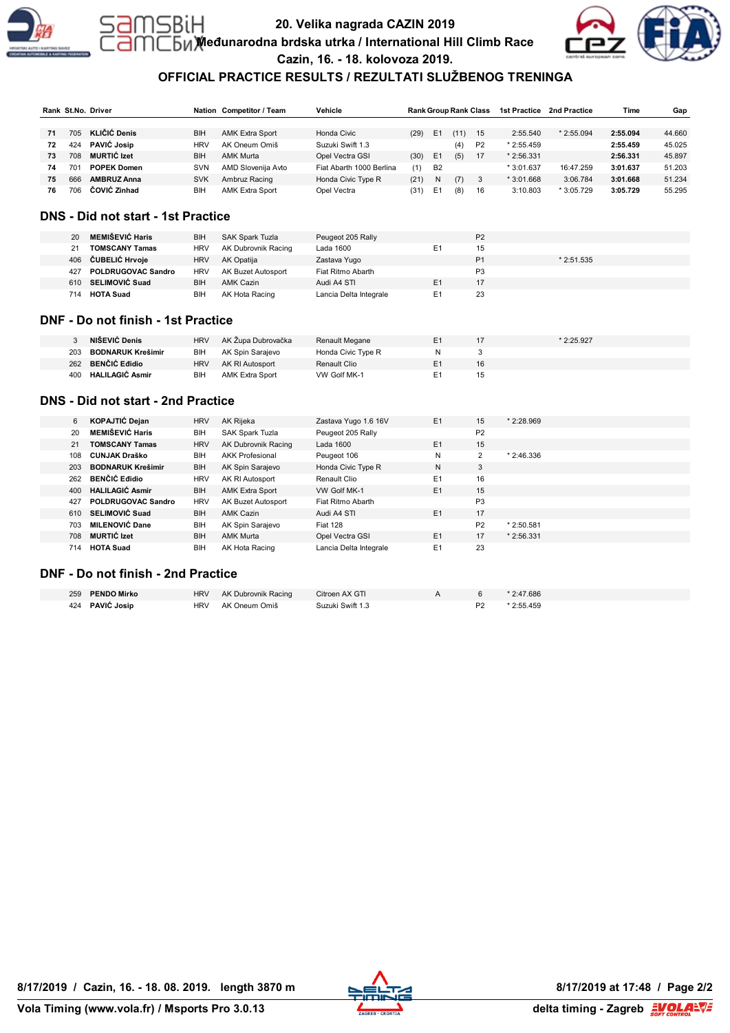# 20. Velika nagrada CAZIN 2019
## Međunarodna brdska utrka / International Hill Climb Race
### Cazin, 16. - 18. kolovoza 2019.
## OFFICIAL PRACTICE RESULTS / REZULTATI SLUŽBENOG TRENINGA

| Rank | St.No. | Driver | Nation | Competitor / Team | Vehicle | Rank | Group | Rank | Class | 1st Practice | 2nd Practice | Time | Gap |
|---|---|---|---|---|---|---|---|---|---|---|---|---|---|
| 71 | 705 | KLIČIĆ Denis | BIH | AMK Extra Sport | Honda Civic | (29) | E1 | (11) | 15 | 2:55.540 | * 2:55.094 | 2:55.094 | 44.660 |
| 72 | 424 | PAVIĆ Josip | HRV | AK Oneum Omiš | Suzuki Swift 1.3 | | | (4) | P2 | * 2:55.459 | | 2:55.459 | 45.025 |
| 73 | 708 | MURTIĆ Izet | BIH | AMK Murta | Opel Vectra GSI | (30) | E1 | (5) | 17 | * 2:56.331 | | 2:56.331 | 45.897 |
| 74 | 701 | POPEK Domen | SVN | AMD Slovenija Avto | Fiat Abarth 1000 Berlina | (1) | B2 | | | * 3:01.637 | 16:47.259 | 3:01.637 | 51.203 |
| 75 | 666 | AMBRUZ Anna | SVK | Ambruz Racing | Honda Civic Type R | (21) | N | (7) | 3 | * 3:01.668 | 3:06.784 | 3:01.668 | 51.234 |
| 76 | 706 | ČOVIĆ Zinhad | BIH | AMK Extra Sport | Opel Vectra | (31) | E1 | (8) | 16 | 3:10.803 | * 3:05.729 | 3:05.729 | 55.295 |

## DNS - Did not start - 1st Practice

| St.No. | Driver | Nation | Competitor / Team | Vehicle | Group | Class | 1st Practice | 2nd Practice |
|---|---|---|---|---|---|---|---|---|
| 20 | MEMIŠEVIĆ Haris | BIH | SAK Spark Tuzla | Peugeot 205 Rally | | P2 | | |
| 21 | TOMSCANY Tamas | HRV | AK Dubrovnik Racing | Lada 1600 | E1 | 15 | | |
| 406 | ČUBELIĆ Hrvoje | HRV | AK Opatija | Zastava Yugo | | P1 | | * 2:51.535 |
| 427 | POLDRUGOVAC Sandro | HRV | AK Buzet Autosport | Fiat Ritmo Abarth | | P3 | | |
| 610 | SELIMOVIĆ Suad | BIH | AMK Cazin | Audi A4 STI | E1 | 17 | | |
| 714 | HOTA Suad | BIH | AK Hota Racing | Lancia Delta Integrale | E1 | 23 | | |

## DNF - Do not finish - 1st Practice

| St.No. | Driver | Nation | Competitor / Team | Vehicle | Group | Class | 1st Practice | 2nd Practice |
|---|---|---|---|---|---|---|---|---|
| 3 | NIŠEVIĆ Denis | HRV | AK Župa Dubrovačka | Renault Megane | E1 | 17 | | * 2:25.927 |
| 203 | BODNARUK Krešimir | BIH | AK Spin Sarajevo | Honda Civic Type R | N | 3 | | |
| 262 | BENČIĆ Eđidio | HRV | AK RI Autosport | Renault Clio | E1 | 16 | | |
| 400 | HALILAGIĆ Asmir | BIH | AMK Extra Sport | VW Golf MK-1 | E1 | 15 | | |

## DNS - Did not start - 2nd Practice

| St.No. | Driver | Nation | Competitor / Team | Vehicle | Group | Class | 1st Practice | 2nd Practice |
|---|---|---|---|---|---|---|---|---|
| 6 | KOPAJTIĆ Dejan | HRV | AK Rijeka | Zastava Yugo 1.6 16V | E1 | 15 | * 2:28.969 | |
| 20 | MEMIŠEVIĆ Haris | BIH | SAK Spark Tuzla | Peugeot 205 Rally | | P2 | | |
| 21 | TOMSCANY Tamas | HRV | AK Dubrovnik Racing | Lada 1600 | E1 | 15 | | |
| 108 | CUNJAK Draško | BIH | AKK Profesional | Peugeot 106 | N | 2 | * 2:46.336 | |
| 203 | BODNARUK Krešimir | BIH | AK Spin Sarajevo | Honda Civic Type R | N | 3 | | |
| 262 | BENČIĆ Eđidio | HRV | AK RI Autosport | Renault Clio | E1 | 16 | | |
| 400 | HALILAGIĆ Asmir | BIH | AMK Extra Sport | VW Golf MK-1 | E1 | 15 | | |
| 427 | POLDRUGOVAC Sandro | HRV | AK Buzet Autosport | Fiat Ritmo Abarth | | P3 | | |
| 610 | SELIMOVIĆ Suad | BIH | AMK Cazin | Audi A4 STI | E1 | 17 | | |
| 703 | MILENOVIĆ Dane | BIH | AK Spin Sarajevo | Fiat 128 | | P2 | * 2:50.581 | |
| 708 | MURTIĆ Izet | BIH | AMK Murta | Opel Vectra GSI | E1 | 17 | * 2:56.331 | |
| 714 | HOTA Suad | BIH | AK Hota Racing | Lancia Delta Integrale | E1 | 23 | | |

## DNF - Do not finish - 2nd Practice

| St.No. | Driver | Nation | Competitor / Team | Vehicle | Group | Class | 1st Practice | 2nd Practice |
|---|---|---|---|---|---|---|---|---|
| 259 | PENDO Mirko | HRV | AK Dubrovnik Racing | Citroen AX GTI | A | 6 | * 2:47.686 | |
| 424 | PAVIĆ Josip | HRV | AK Oneum Omiš | Suzuki Swift 1.3 | | P2 | * 2:55.459 | |

8/17/2019 / Cazin, 16. - 18. 08. 2019. length 3870 m

8/17/2019 at 17:48

Vola Timing (www.vola.fr) / Msports Pro 3.0.13

delta timing - Zagreb